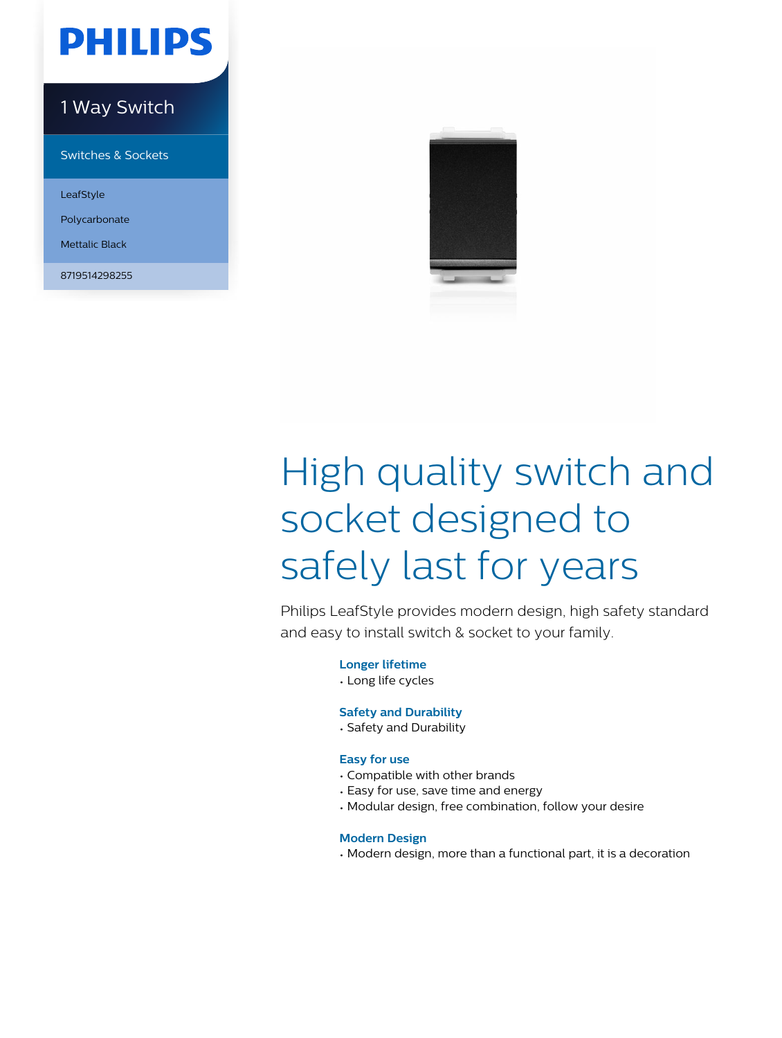PHILIPS

1 Way Switch

Switches & Sockets

LeafStyle

Polycarbonate

Mettalic Black

8719514298255

# High quality switch and socket designed to safely last for years

Philips LeafStyle provides modern design, high safety standard and easy to install switch & socket to your family.

**Longer lifetime**
- Long life cycles

**Safety and Durability**
- Safety and Durability

**Easy for use**
- Compatible with other brands
- Easy for use, save time and energy
- Modular design, free combination, follow your desire

**Modern Design**
- Modern design, more than a functional part, it is a decoration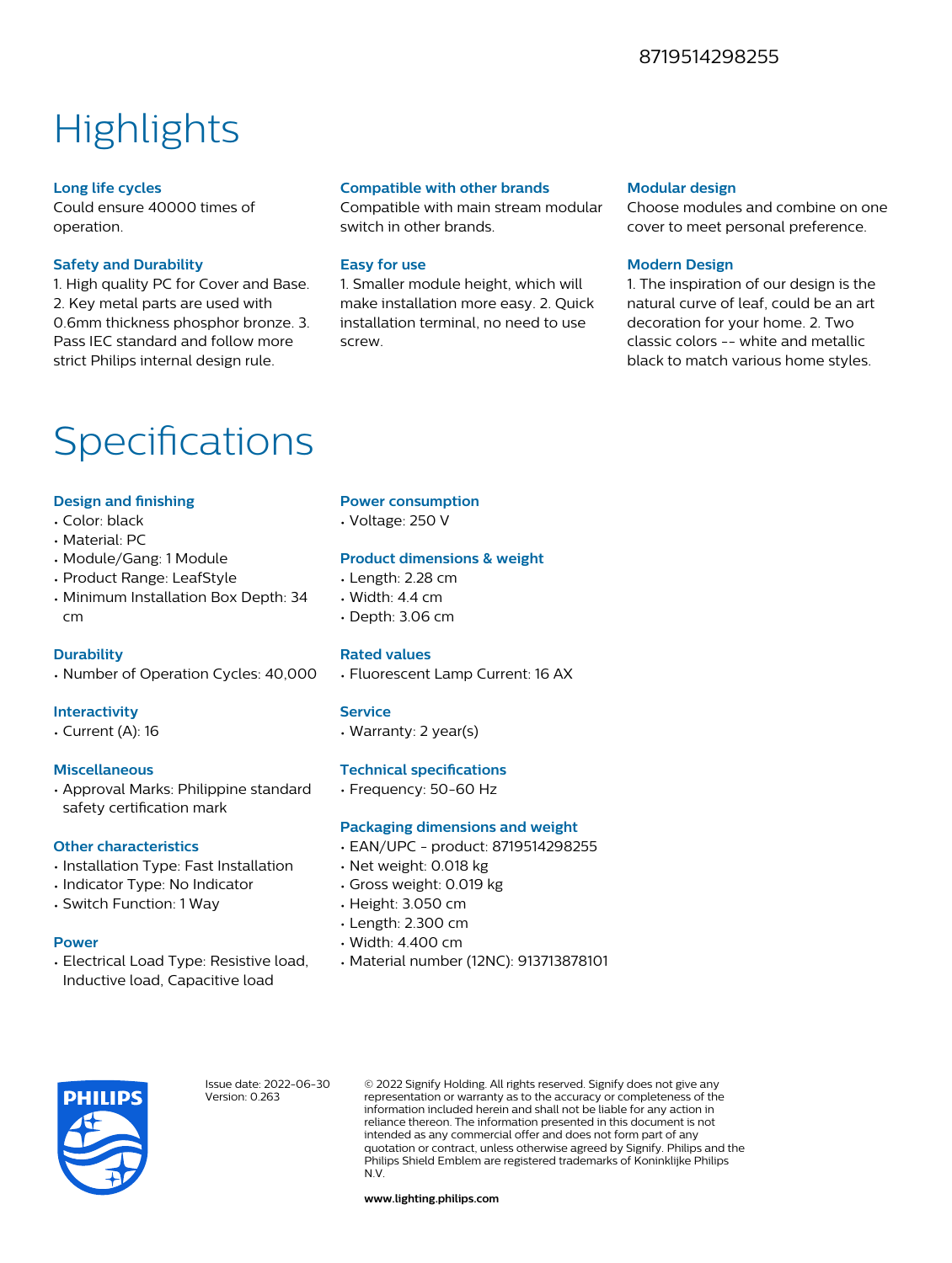8719514298255

# Highlights

### Long life cycles

Could ensure 40000 times of operation.

### Safety and Durability

1. High quality PC for Cover and Base. 2. Key metal parts are used with 0.6mm thickness phosphor bronze. 3. Pass IEC standard and follow more strict Philips internal design rule.

### Compatible with other brands

Compatible with main stream modular switch in other brands.

### Easy for use

1. Smaller module height, which will make installation more easy. 2. Quick installation terminal, no need to use screw.

### Modular design

Choose modules and combine on one cover to meet personal preference.

### Modern Design

1. The inspiration of our design is the natural curve of leaf, could be an art decoration for your home. 2. Two classic colors -- white and metallic black to match various home styles.

# Specifications

### Design and finishing

- Color: black
- Material: PC
- Module/Gang: 1 Module
- Product Range: LeafStyle
- Minimum Installation Box Depth: 34 cm

### Durability

- Number of Operation Cycles: 40,000

### Interactivity

- Current (A): 16

### Miscellaneous

- Approval Marks: Philippine standard safety certification mark

### Other characteristics

- Installation Type: Fast Installation
- Indicator Type: No Indicator
- Switch Function: 1 Way

### Power

- Electrical Load Type: Resistive load, Inductive load, Capacitive load

### Power consumption

- Voltage: 250 V

### Product dimensions & weight

- Length: 2.28 cm
- Width: 4.4 cm
- Depth: 3.06 cm

### Rated values

- Fluorescent Lamp Current: 16 AX

### Service

- Warranty: 2 year(s)

### Technical specifications

- Frequency: 50-60 Hz

### Packaging dimensions and weight

- EAN/UPC - product: 8719514298255
- Net weight: 0.018 kg
- Gross weight: 0.019 kg
- Height: 3.050 cm
- Length: 2.300 cm
- Width: 4.400 cm
- Material number (12NC): 913713878101

Issue date: 2022-06-30
Version: 0.263

© 2022 Signify Holding. All rights reserved. Signify does not give any representation or warranty as to the accuracy or completeness of the information included herein and shall not be liable for any action in reliance thereon. The information presented in this document is not intended as any commercial offer and does not form part of any quotation or contract, unless otherwise agreed by Signify. Philips and the Philips Shield Emblem are registered trademarks of Koninklijke Philips N.V.

**www.lighting.philips.com**